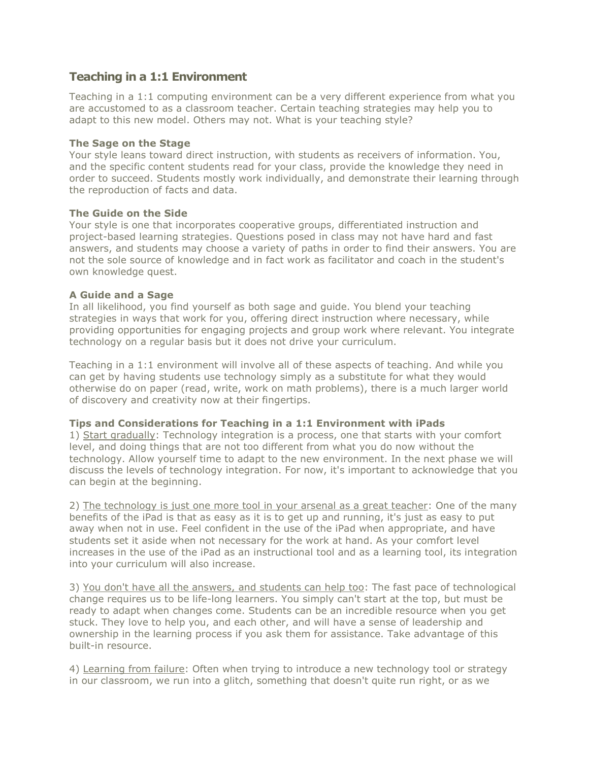## Teaching in a 1:1 Environment

Teaching in a 1:1 computing environment can be a very different experience from what you are accustomed to as a classroom teacher. Certain teaching strategies may help you to adapt to this new model. Others may not. What is your teaching style?

**The Sage on the Stage**
Your style leans toward direct instruction, with students as receivers of information. You, and the specific content students read for your class, provide the knowledge they need in order to succeed. Students mostly work individually, and demonstrate their learning through the reproduction of facts and data.

**The Guide on the Side**
Your style is one that incorporates cooperative groups, differentiated instruction and project-based learning strategies. Questions posed in class may not have hard and fast answers, and students may choose a variety of paths in order to find their answers. You are not the sole source of knowledge and in fact work as facilitator and coach in the student's own knowledge quest.

**A Guide and a Sage**
In all likelihood, you find yourself as both sage and guide. You blend your teaching strategies in ways that work for you, offering direct instruction where necessary, while providing opportunities for engaging projects and group work where relevant. You integrate technology on a regular basis but it does not drive your curriculum.

Teaching in a 1:1 environment will involve all of these aspects of teaching. And while you can get by having students use technology simply as a substitute for what they would otherwise do on paper (read, write, work on math problems), there is a much larger world of discovery and creativity now at their fingertips.

**Tips and Considerations for Teaching in a 1:1 Environment with iPads**
1) <u>Start gradually</u>: Technology integration is a process, one that starts with your comfort level, and doing things that are not too different from what you do now without the technology. Allow yourself time to adapt to the new environment. In the next phase we will discuss the levels of technology integration. For now, it's important to acknowledge that you can begin at the beginning.

2) <u>The technology is just one more tool in your arsenal as a great teacher</u>: One of the many benefits of the iPad is that as easy as it is to get up and running, it's just as easy to put away when not in use. Feel confident in the use of the iPad when appropriate, and have students set it aside when not necessary for the work at hand. As your comfort level increases in the use of the iPad as an instructional tool and as a learning tool, its integration into your curriculum will also increase.

3) <u>You don't have all the answers, and students can help too</u>: The fast pace of technological change requires us to be life-long learners. You simply can't start at the top, but must be ready to adapt when changes come. Students can be an incredible resource when you get stuck. They love to help you, and each other, and will have a sense of leadership and ownership in the learning process if you ask them for assistance. Take advantage of this built-in resource.

4) <u>Learning from failure</u>: Often when trying to introduce a new technology tool or strategy in our classroom, we run into a glitch, something that doesn't quite run right, or as we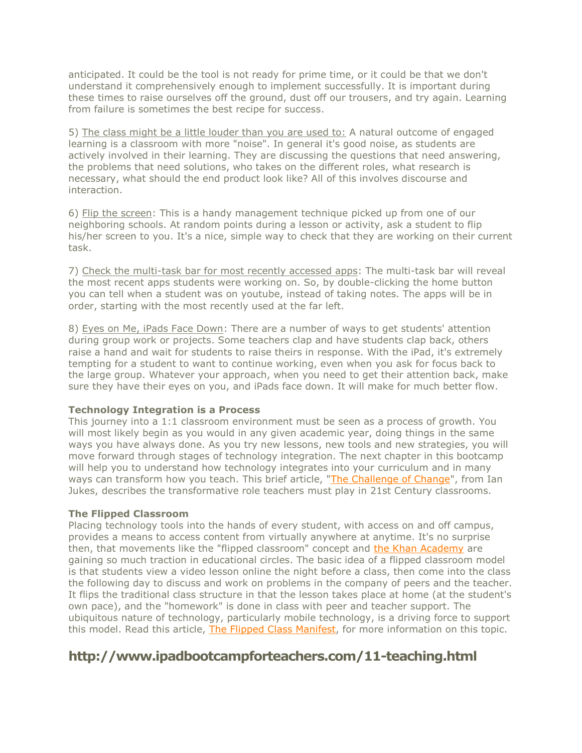anticipated. It could be the tool is not ready for prime time, or it could be that we don't understand it comprehensively enough to implement successfully. It is important during these times to raise ourselves off the ground, dust off our trousers, and try again. Learning from failure is sometimes the best recipe for success.

5) The class might be a little louder than you are used to: A natural outcome of engaged learning is a classroom with more "noise". In general it's good noise, as students are actively involved in their learning. They are discussing the questions that need answering, the problems that need solutions, who takes on the different roles, what research is necessary, what should the end product look like? All of this involves discourse and interaction.

6) Flip the screen: This is a handy management technique picked up from one of our neighboring schools. At random points during a lesson or activity, ask a student to flip his/her screen to you. It's a nice, simple way to check that they are working on their current task.

7) Check the multi-task bar for most recently accessed apps: The multi-task bar will reveal the most recent apps students were working on. So, by double-clicking the home button you can tell when a student was on youtube, instead of taking notes. The apps will be in order, starting with the most recently used at the far left.

8) Eyes on Me, iPads Face Down: There are a number of ways to get students' attention during group work or projects. Some teachers clap and have students clap back, others raise a hand and wait for students to raise theirs in response. With the iPad, it's extremely tempting for a student to want to continue working, even when you ask for focus back to the large group. Whatever your approach, when you need to get their attention back, make sure they have their eyes on you, and iPads face down. It will make for much better flow.

**Technology Integration is a Process**

This journey into a 1:1 classroom environment must be seen as a process of growth. You will most likely begin as you would in any given academic year, doing things in the same ways you have always done. As you try new lessons, new tools and new strategies, you will move forward through stages of technology integration. The next chapter in this bootcamp will help you to understand how technology integrates into your curriculum and in many ways can transform how you teach. This brief article, "The Challenge of Change", from Ian Jukes, describes the transformative role teachers must play in 21st Century classrooms.

**The Flipped Classroom**

Placing technology tools into the hands of every student, with access on and off campus, provides a means to access content from virtually anywhere at anytime. It's no surprise then, that movements like the "flipped classroom" concept and the Khan Academy are gaining so much traction in educational circles. The basic idea of a flipped classroom model is that students view a video lesson online the night before a class, then come into the class the following day to discuss and work on problems in the company of peers and the teacher. It flips the traditional class structure in that the lesson takes place at home (at the student's own pace), and the "homework" is done in class with peer and teacher support. The ubiquitous nature of technology, particularly mobile technology, is a driving force to support this model. Read this article, The Flipped Class Manifest, for more information on this topic.

## http://www.ipadbootcampforteachers.com/11-teaching.html